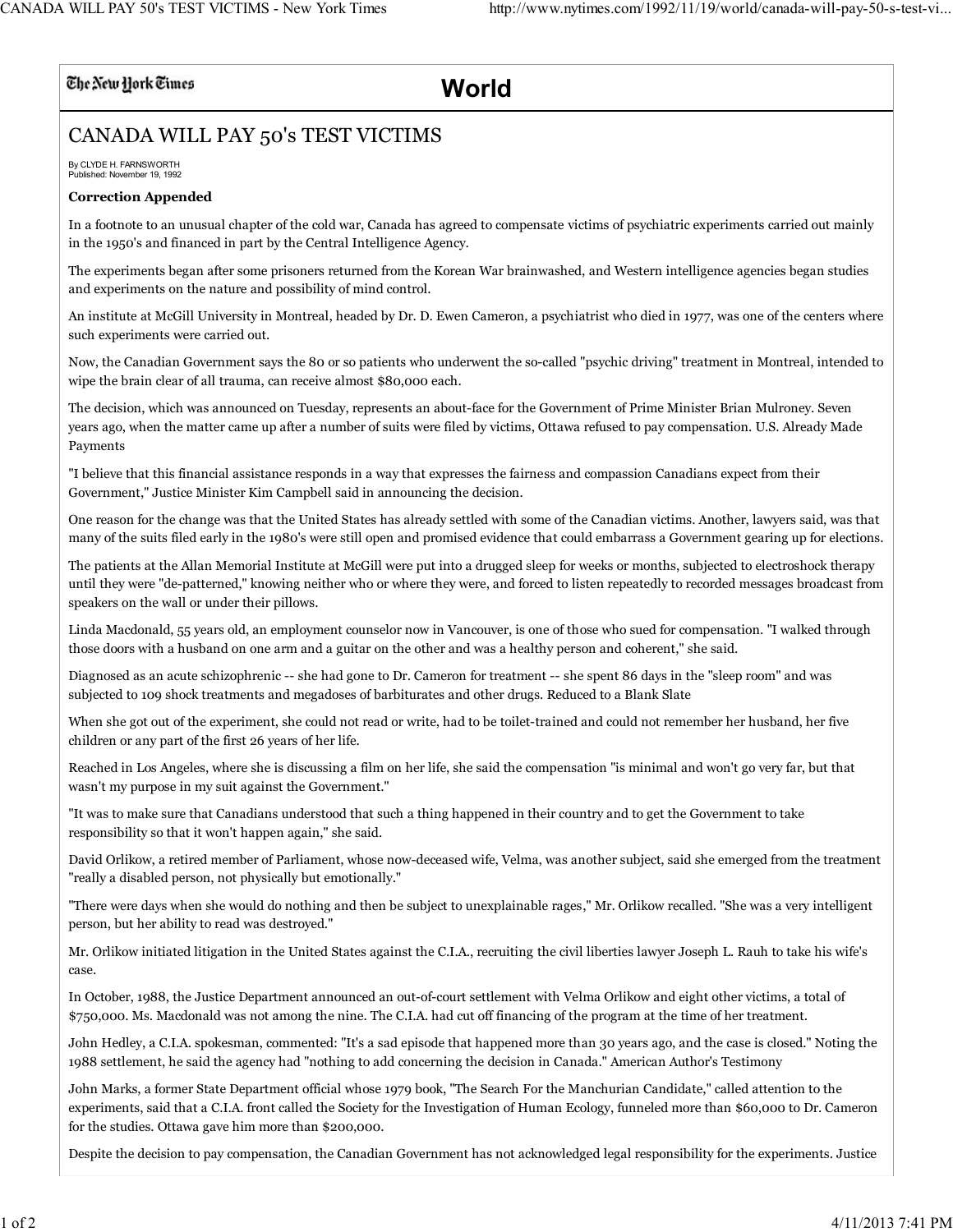# World

## CANADA WILL PAY 50's TEST VICTIMS

By CLYDE H. FARNSWORTH
Published: November 19, 1992

**Correction Appended**

In a footnote to an unusual chapter of the cold war, Canada has agreed to compensate victims of psychiatric experiments carried out mainly in the 1950's and financed in part by the Central Intelligence Agency.

The experiments began after some prisoners returned from the Korean War brainwashed, and Western intelligence agencies began studies and experiments on the nature and possibility of mind control.

An institute at McGill University in Montreal, headed by Dr. D. Ewen Cameron, a psychiatrist who died in 1977, was one of the centers where such experiments were carried out.

Now, the Canadian Government says the 80 or so patients who underwent the so-called "psychic driving" treatment in Montreal, intended to wipe the brain clear of all trauma, can receive almost $80,000 each.

The decision, which was announced on Tuesday, represents an about-face for the Government of Prime Minister Brian Mulroney. Seven years ago, when the matter came up after a number of suits were filed by victims, Ottawa refused to pay compensation. U.S. Already Made Payments

"I believe that this financial assistance responds in a way that expresses the fairness and compassion Canadians expect from their Government," Justice Minister Kim Campbell said in announcing the decision.

One reason for the change was that the United States has already settled with some of the Canadian victims. Another, lawyers said, was that many of the suits filed early in the 1980's were still open and promised evidence that could embarrass a Government gearing up for elections.

The patients at the Allan Memorial Institute at McGill were put into a drugged sleep for weeks or months, subjected to electroshock therapy until they were "de-patterned," knowing neither who or where they were, and forced to listen repeatedly to recorded messages broadcast from speakers on the wall or under their pillows.

Linda Macdonald, 55 years old, an employment counselor now in Vancouver, is one of those who sued for compensation. "I walked through those doors with a husband on one arm and a guitar on the other and was a healthy person and coherent," she said.

Diagnosed as an acute schizophrenic -- she had gone to Dr. Cameron for treatment -- she spent 86 days in the "sleep room" and was subjected to 109 shock treatments and megadoses of barbiturates and other drugs. Reduced to a Blank Slate

When she got out of the experiment, she could not read or write, had to be toilet-trained and could not remember her husband, her five children or any part of the first 26 years of her life.

Reached in Los Angeles, where she is discussing a film on her life, she said the compensation "is minimal and won't go very far, but that wasn't my purpose in my suit against the Government."

"It was to make sure that Canadians understood that such a thing happened in their country and to get the Government to take responsibility so that it won't happen again," she said.

David Orlikow, a retired member of Parliament, whose now-deceased wife, Velma, was another subject, said she emerged from the treatment "really a disabled person, not physically but emotionally."

"There were days when she would do nothing and then be subject to unexplainable rages," Mr. Orlikow recalled. "She was a very intelligent person, but her ability to read was destroyed."

Mr. Orlikow initiated litigation in the United States against the C.I.A., recruiting the civil liberties lawyer Joseph L. Rauh to take his wife's case.

In October, 1988, the Justice Department announced an out-of-court settlement with Velma Orlikow and eight other victims, a total of $750,000. Ms. Macdonald was not among the nine. The C.I.A. had cut off financing of the program at the time of her treatment.

John Hedley, a C.I.A. spokesman, commented: "It's a sad episode that happened more than 30 years ago, and the case is closed." Noting the 1988 settlement, he said the agency had "nothing to add concerning the decision in Canada." American Author's Testimony

John Marks, a former State Department official whose 1979 book, "The Search For the Manchurian Candidate," called attention to the experiments, said that a C.I.A. front called the Society for the Investigation of Human Ecology, funneled more than $60,000 to Dr. Cameron for the studies. Ottawa gave him more than $200,000.

Despite the decision to pay compensation, the Canadian Government has not acknowledged legal responsibility for the experiments. Justice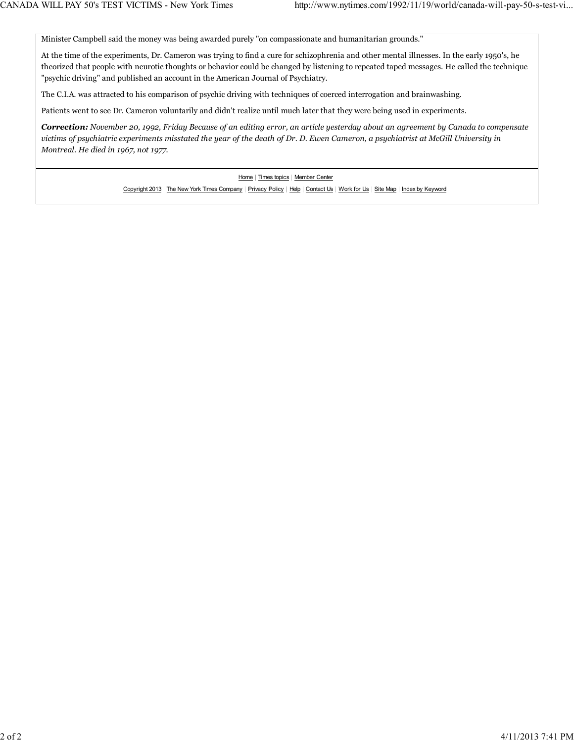Minister Campbell said the money was being awarded purely "on compassionate and humanitarian grounds."

At the time of the experiments, Dr. Cameron was trying to find a cure for schizophrenia and other mental illnesses. In the early 1950's, he theorized that people with neurotic thoughts or behavior could be changed by listening to repeated taped messages. He called the technique "psychic driving" and published an account in the American Journal of Psychiatry.

The C.I.A. was attracted to his comparison of psychic driving with techniques of coerced interrogation and brainwashing.

Patients went to see Dr. Cameron voluntarily and didn't realize until much later that they were being used in experiments.

***Correction:*** *November 20, 1992, Friday Because of an editing error, an article yesterday about an agreement by Canada to compensate victims of psychiatric experiments misstated the year of the death of Dr. D. Ewen Cameron, a psychiatrist at McGill University in Montreal. He died in 1967, not 1977.*

Home | Times topics | Member Center

Copyright 2013 The New York Times Company | Privacy Policy | Help | Contact Us | Work for Us | Site Map | Index by Keyword